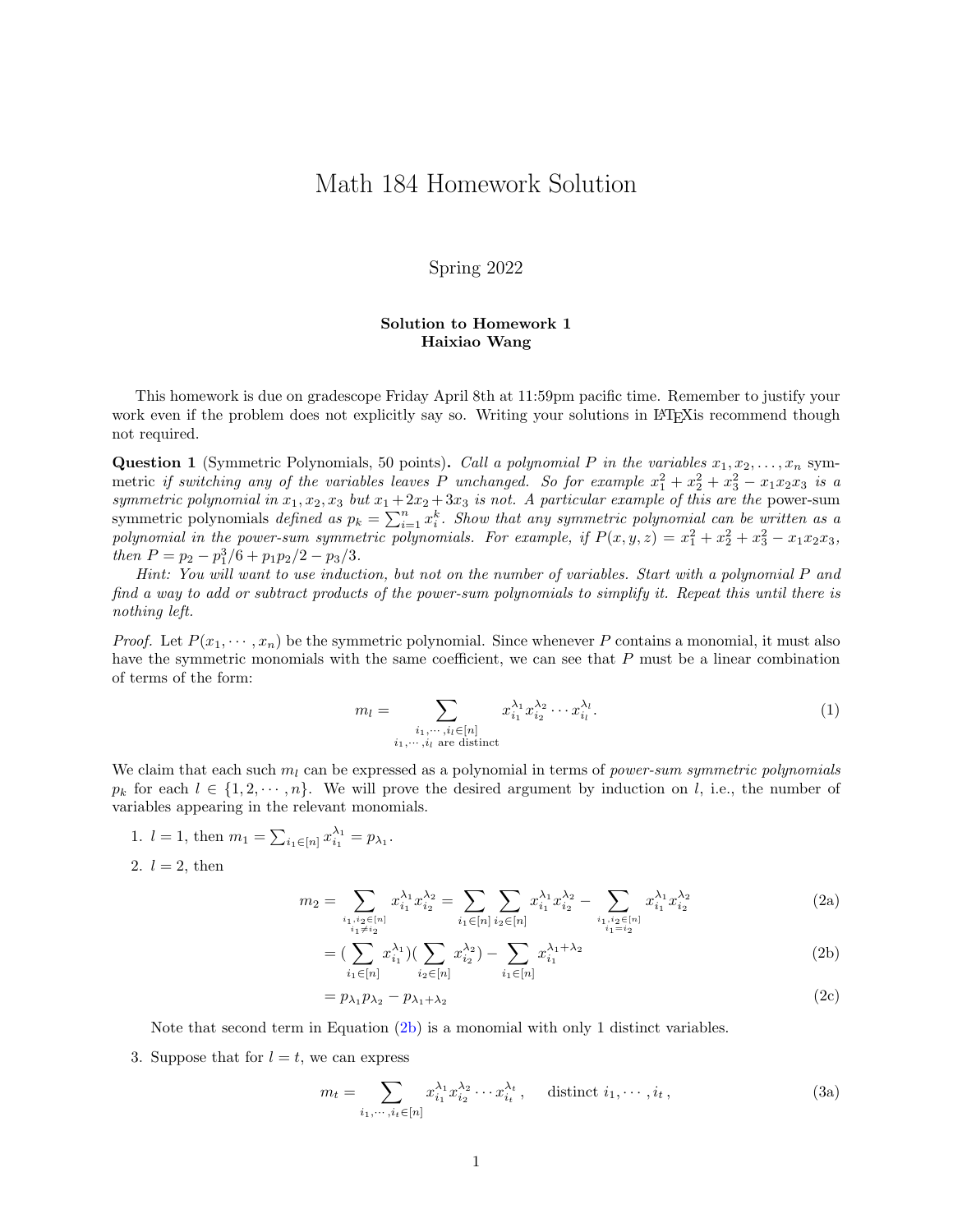# Math 184 Homework Solution

Spring 2022

**Solution to Homework 1**
**Haixiao Wang**

This homework is due on gradescope Friday April 8th at 11:59pm pacific time. Remember to justify your work even if the problem does not explicitly say so. Writing your solutions in LaTeXis recommend though not required.

**Question 1** (Symmetric Polynomials, 50 points)**.** *Call a polynomial $P$ in the variables $x_1, x_2, \dots, x_n$* symmetric *if switching any of the variables leaves $P$ unchanged. So for example $x_1^2 + x_2^2 + x_3^2 - x_1x_2x_3$ is a symmetric polynomial in $x_1, x_2, x_3$ but $x_1 + 2x_2 + 3x_3$ is not. A particular example of this are the* power-sum symmetric polynomials *defined as $p_k = \sum_{i=1}^n x_i^k$. Show that any symmetric polynomial can be written as a polynomial in the power-sum symmetric polynomials. For example, if $P(x, y, z) = x_1^2 + x_2^2 + x_3^2 - x_1x_2x_3$, then $P = p_2 - p_1^3/6 + p_1p_2/2 - p_3/3$.*

*Hint: You will want to use induction, but not on the number of variables. Start with a polynomial $P$ and find a way to add or subtract products of the power-sum polynomials to simplify it. Repeat this until there is nothing left.*

*Proof.* Let $P(x_1, \cdots, x_n)$ be the symmetric polynomial. Since whenever $P$ contains a monomial, it must also have the symmetric monomials with the same coefficient, we can see that $P$ must be a linear combination of terms of the form:

$$m_l = \sum_{\substack{i_1, \cdots, i_l \in [n] \\ i_1, \cdots, i_l \text{ are distinct}}} x_{i_1}^{\lambda_1} x_{i_2}^{\lambda_2} \cdots x_{i_l}^{\lambda_l}. \tag{1}$$

We claim that each such $m_l$ can be expressed as a polynomial in terms of *power-sum symmetric polynomials* $p_k$ for each $l \in \{1, 2, \cdots, n\}$. We will prove the desired argument by induction on $l$, i.e., the number of variables appearing in the relevant monomials.

1. $l = 1$, then $m_1 = \sum_{i_1 \in [n]} x_{i_1}^{\lambda_1} = p_{\lambda_1}$.

2. $l = 2$, then

$$m_2 = \sum_{\substack{i_1, i_2 \in [n] \\ i_1 \neq i_2}} x_{i_1}^{\lambda_1} x_{i_2}^{\lambda_2} = \sum_{i_1 \in [n]} \sum_{i_2 \in [n]} x_{i_1}^{\lambda_1} x_{i_2}^{\lambda_2} - \sum_{\substack{i_1, i_2 \in [n] \\ i_1 = i_2}} x_{i_1}^{\lambda_1} x_{i_2}^{\lambda_2} \tag{2a}$$

$$= \Big(\sum_{i_1 \in [n]} x_{i_1}^{\lambda_1}\Big)\Big(\sum_{i_2 \in [n]} x_{i_2}^{\lambda_2}\Big) - \sum_{i_1 \in [n]} x_{i_1}^{\lambda_1 + \lambda_2} \tag{2b}$$

$$= p_{\lambda_1} p_{\lambda_2} - p_{\lambda_1 + \lambda_2} \tag{2c}$$

   Note that second term in Equation (2b) is a monomial with only 1 distinct variables.

3. Suppose that for $l = t$, we can express

$$m_t = \sum_{i_1, \cdots, i_t \in [n]} x_{i_1}^{\lambda_1} x_{i_2}^{\lambda_2} \cdots x_{i_t}^{\lambda_t}, \quad \text{distinct } i_1, \cdots, i_t, \tag{3a}$$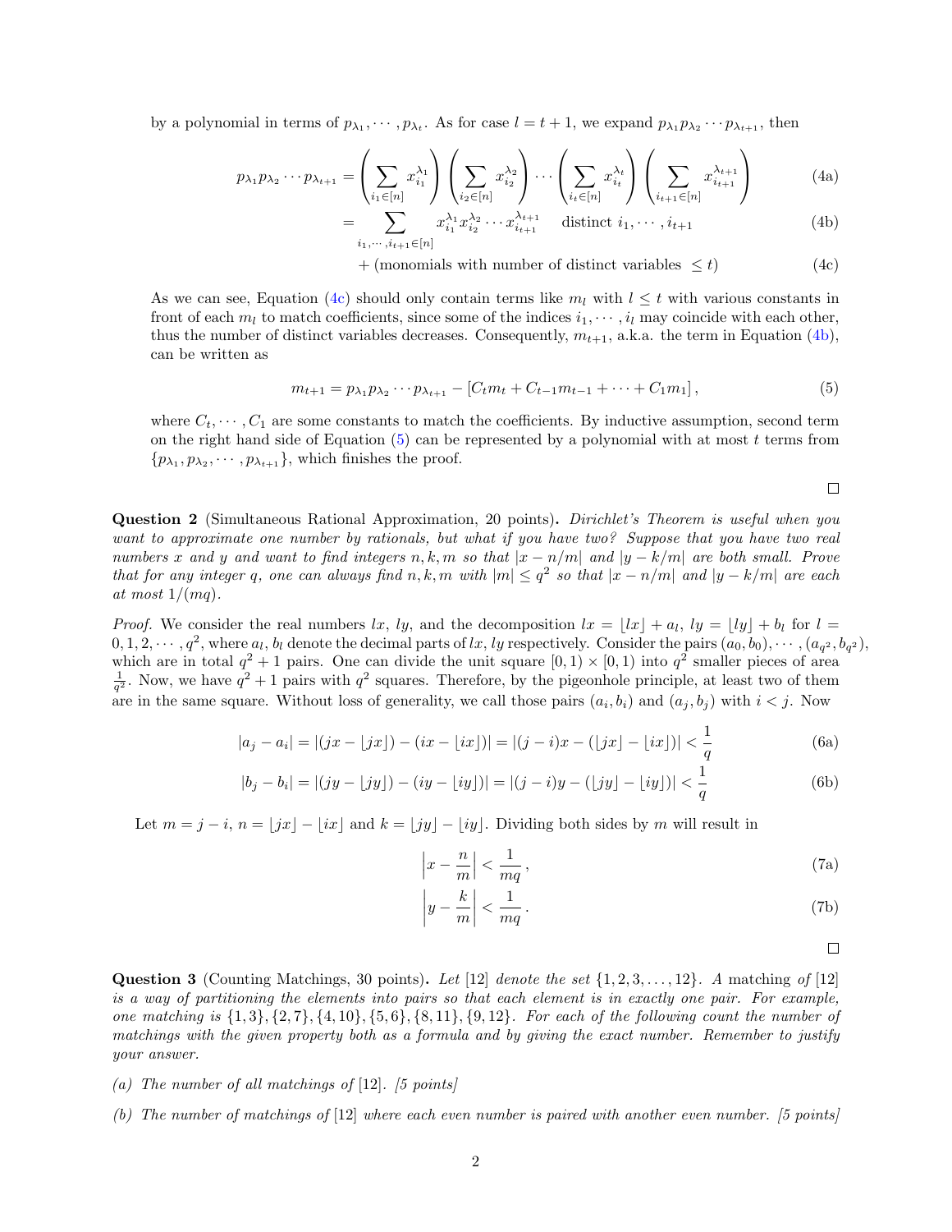by a polynomial in terms of $p_{\lambda_1}, \cdots, p_{\lambda_t}$. As for case $l = t+1$, we expand $p_{\lambda_1} p_{\lambda_2} \cdots p_{\lambda_{t+1}}$, then

$$p_{\lambda_1} p_{\lambda_2} \cdots p_{\lambda_{t+1}} = \left(\sum_{i_1 \in [n]} x_{i_1}^{\lambda_1}\right)\left(\sum_{i_2 \in [n]} x_{i_2}^{\lambda_2}\right) \cdots \left(\sum_{i_t \in [n]} x_{i_t}^{\lambda_t}\right)\left(\sum_{i_{t+1} \in [n]} x_{i_{t+1}}^{\lambda_{t+1}}\right) \tag{4a}$$

$$= \sum_{i_1, \cdots, i_{t+1} \in [n]} x_{i_1}^{\lambda_1} x_{i_2}^{\lambda_2} \cdots x_{i_{t+1}}^{\lambda_{t+1}} \quad \text{distinct } i_1, \cdots, i_{t+1} \tag{4b}$$

$$+ \text{(monomials with number of distinct variables } \le t) \tag{4c}$$

As we can see, Equation (4c) should only contain terms like $m_l$ with $l \le t$ with various constants in front of each $m_l$ to match coefficients, since some of the indices $i_1, \cdots, i_l$ may coincide with each other, thus the number of distinct variables decreases. Consequently, $m_{t+1}$, a.k.a. the term in Equation (4b), can be written as

$$m_{t+1} = p_{\lambda_1} p_{\lambda_2} \cdots p_{\lambda_{t+1}} - \left[C_t m_t + C_{t-1} m_{t-1} + \cdots + C_1 m_1\right], \tag{5}$$

where $C_t, \cdots, C_1$ are some constants to match the coefficients. By inductive assumption, second term on the right hand side of Equation (5) can be represented by a polynomial with at most $t$ terms from $\{p_{\lambda_1}, p_{\lambda_2}, \cdots, p_{\lambda_{t+1}}\}$, which finishes the proof.

□

**Question 2** (Simultaneous Rational Approximation, 20 points)**.** *Dirichlet's Theorem is useful when you want to approximate one number by rationals, but what if you have two? Suppose that you have two real numbers $x$ and $y$ and want to find integers $n, k, m$ so that $|x - n/m|$ and $|y - k/m|$ are both small. Prove that for any integer $q$, one can always find $n, k, m$ with $|m| \le q^2$ so that $|x - n/m|$ and $|y - k/m|$ are each at most $1/(mq)$.*

*Proof.* We consider the real numbers $lx$, $ly$, and the decomposition $lx = \lfloor lx \rfloor + a_l$, $ly = \lfloor ly \rfloor + b_l$ for $l = 0, 1, 2, \cdots, q^2$, where $a_l, b_l$ denote the decimal parts of $lx, ly$ respectively. Consider the pairs $(a_0, b_0), \cdots, (a_{q^2}, b_{q^2})$, which are in total $q^2 + 1$ pairs. One can divide the unit square $[0, 1) \times [0, 1)$ into $q^2$ smaller pieces of area $\frac{1}{q^2}$. Now, we have $q^2 + 1$ pairs with $q^2$ squares. Therefore, by the pigeonhole principle, at least two of them are in the same square. Without loss of generality, we call those pairs $(a_i, b_i)$ and $(a_j, b_j)$ with $i < j$. Now

$$|a_j - a_i| = |(jx - \lfloor jx \rfloor) - (ix - \lfloor ix \rfloor)| = |(j - i)x - (\lfloor jx \rfloor - \lfloor ix \rfloor)| < \frac{1}{q} \tag{6a}$$

$$|b_j - b_i| = |(jy - \lfloor jy \rfloor) - (iy - \lfloor iy \rfloor)| = |(j - i)y - (\lfloor jy \rfloor - \lfloor iy \rfloor)| < \frac{1}{q} \tag{6b}$$

Let $m = j - i$, $n = \lfloor jx \rfloor - \lfloor ix \rfloor$ and $k = \lfloor jy \rfloor - \lfloor iy \rfloor$. Dividing both sides by $m$ will result in

$$\left| x - \frac{n}{m} \right| < \frac{1}{mq}, \tag{7a}$$

$$\left| y - \frac{k}{m} \right| < \frac{1}{mq}. \tag{7b}$$

□

**Question 3** (Counting Matchings, 30 points)**.** *Let $[12]$ denote the set $\{1, 2, 3, \ldots, 12\}$. A* matching *of $[12]$ is a way of partitioning the elements into pairs so that each element is in exactly one pair. For example, one matching is $\{1, 3\}, \{2, 7\}, \{4, 10\}, \{5, 6\}, \{8, 11\}, \{9, 12\}$. For each of the following count the number of matchings with the given property both as a formula and by giving the exact number. Remember to justify your answer.*

*(a) The number of all matchings of $[12]$. [5 points]*

*(b) The number of matchings of $[12]$ where each even number is paired with another even number. [5 points]*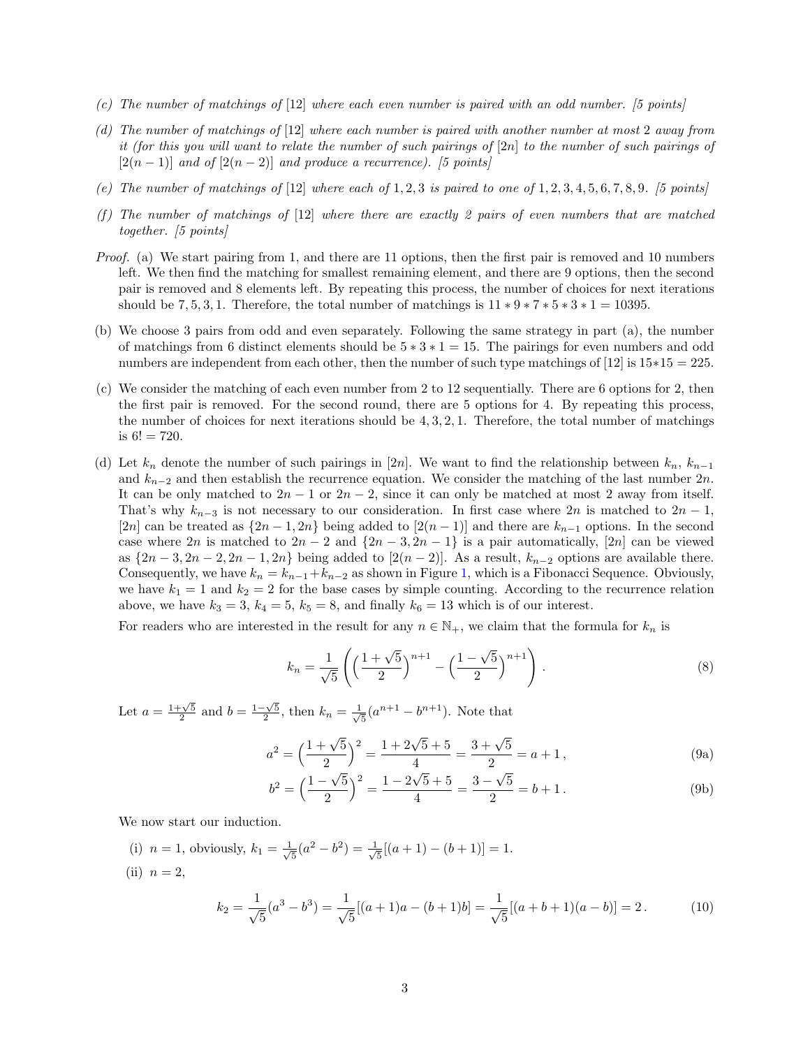*(c) The number of matchings of [12] where each even number is paired with an odd number. [5 points]*

*(d) The number of matchings of [12] where each number is paired with another number at most 2 away from it (for this you will want to relate the number of such pairings of [2n] to the number of such pairings of [2(n − 1)] and of [2(n − 2)] and produce a recurrence). [5 points]*

*(e) The number of matchings of [12] where each of 1, 2, 3 is paired to one of 1, 2, 3, 4, 5, 6, 7, 8, 9. [5 points]*

*(f) The number of matchings of [12] where there are exactly 2 pairs of even numbers that are matched together. [5 points]*

*Proof.* (a) We start pairing from 1, and there are 11 options, then the first pair is removed and 10 numbers left. We then find the matching for smallest remaining element, and there are 9 options, then the second pair is removed and 8 elements left. By repeating this process, the number of choices for next iterations should be 7, 5, 3, 1. Therefore, the total number of matchings is $11 * 9 * 7 * 5 * 3 * 1 = 10395$.

(b) We choose 3 pairs from odd and even separately. Following the same strategy in part (a), the number of matchings from 6 distinct elements should be $5 * 3 * 1 = 15$. The pairings for even numbers and odd numbers are independent from each other, then the number of such type matchings of [12] is $15*15 = 225$.

(c) We consider the matching of each even number from 2 to 12 sequentially. There are 6 options for 2, then the first pair is removed. For the second round, there are 5 options for 4. By repeating this process, the number of choices for next iterations should be 4, 3, 2, 1. Therefore, the total number of matchings is $6! = 720$.

(d) Let $k_n$ denote the number of such pairings in $[2n]$. We want to find the relationship between $k_n$, $k_{n-1}$ and $k_{n-2}$ and then establish the recurrence equation. We consider the matching of the last number $2n$. It can be only matched to $2n-1$ or $2n-2$, since it can only be matched at most 2 away from itself. That's why $k_{n-3}$ is not necessary to our consideration. In first case where $2n$ is matched to $2n-1$, $[2n]$ can be treated as $\{2n-1, 2n\}$ being added to $[2(n-1)]$ and there are $k_{n-1}$ options. In the second case where $2n$ is matched to $2n-2$ and $\{2n-3, 2n-1\}$ is a pair automatically, $[2n]$ can be viewed as $\{2n-3, 2n-2, 2n-1, 2n\}$ being added to $[2(n-2)]$. As a result, $k_{n-2}$ options are available there. Consequently, we have $k_n = k_{n-1} + k_{n-2}$ as shown in Figure 1, which is a Fibonacci Sequence. Obviously, we have $k_1 = 1$ and $k_2 = 2$ for the base cases by simple counting. According to the recurrence relation above, we have $k_3 = 3$, $k_4 = 5$, $k_5 = 8$, and finally $k_6 = 13$ which is of our interest.

For readers who are interested in the result for any $n \in \mathbb{N}_+$, we claim that the formula for $k_n$ is

$$k_n = \frac{1}{\sqrt{5}} \left( \Big(\frac{1+\sqrt{5}}{2}\Big)^{n+1} - \Big(\frac{1-\sqrt{5}}{2}\Big)^{n+1} \right). \tag{8}$$

Let $a = \frac{1+\sqrt{5}}{2}$ and $b = \frac{1-\sqrt{5}}{2}$, then $k_n = \frac{1}{\sqrt{5}}(a^{n+1} - b^{n+1})$. Note that

$$a^2 = \Big(\frac{1+\sqrt{5}}{2}\Big)^2 = \frac{1+2\sqrt{5}+5}{4} = \frac{3+\sqrt{5}}{2} = a+1\,, \tag{9a}$$

$$b^2 = \Big(\frac{1-\sqrt{5}}{2}\Big)^2 = \frac{1-2\sqrt{5}+5}{4} = \frac{3-\sqrt{5}}{2} = b+1\,. \tag{9b}$$

We now start our induction.

(i) $n = 1$, obviously, $k_1 = \frac{1}{\sqrt{5}}(a^2 - b^2) = \frac{1}{\sqrt{5}}[(a+1) - (b+1)] = 1$.

(ii) $n = 2$,

$$k_2 = \frac{1}{\sqrt{5}}(a^3 - b^3) = \frac{1}{\sqrt{5}}[(a+1)a - (b+1)b] = \frac{1}{\sqrt{5}}[(a+b+1)(a-b)] = 2\,. \tag{10}$$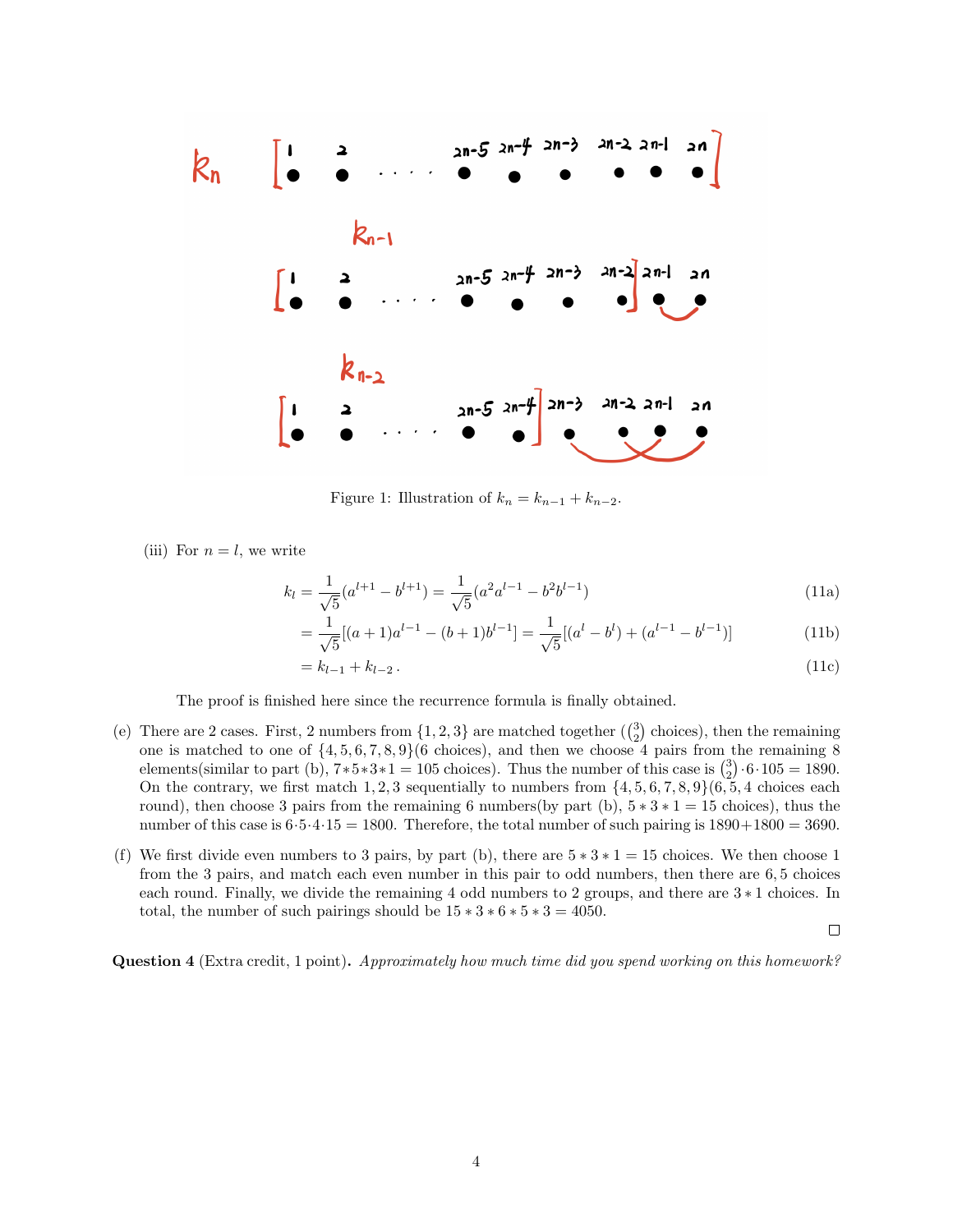$k_n$ [1 2 . . . . 2n-5 2n-4 2n-3 2n-2 2n-1 2n]

$k_{n-1}$

[1 2 . . . . 2n-5 2n-4 2n-3 2n-2] 2n-1 2n

$k_{n-2}$

[1 2 . . . . 2n-5 2n-4] 2n-3 2n-2 2n-1 2n

Figure 1: Illustration of $k_n = k_{n-1} + k_{n-2}$.

(iii) For $n = l$, we write

$$k_l = \frac{1}{\sqrt{5}}(a^{l+1} - b^{l+1}) = \frac{1}{\sqrt{5}}(a^2 a^{l-1} - b^2 b^{l-1}) \tag{11a}$$

$$= \frac{1}{\sqrt{5}}[(a+1)a^{l-1} - (b+1)b^{l-1}] = \frac{1}{\sqrt{5}}[(a^l - b^l) + (a^{l-1} - b^{l-1})] \tag{11b}$$

$$= k_{l-1} + k_{l-2}\,. \tag{11c}$$

The proof is finished here since the recurrence formula is finally obtained.

(e) There are 2 cases. First, 2 numbers from $\{1, 2, 3\}$ are matched together ($\binom{3}{2}$ choices), then the remaining one is matched to one of $\{4, 5, 6, 7, 8, 9\}$(6 choices), and then we choose 4 pairs from the remaining 8 elements(similar to part (b), $7*5*3*1 = 105$ choices). Thus the number of this case is $\binom{3}{2} \cdot 6 \cdot 105 = 1890$. On the contrary, we first match $1, 2, 3$ sequentially to numbers from $\{4, 5, 6, 7, 8, 9\}$($6, 5, 4$ choices each round), then choose 3 pairs from the remaining 6 numbers(by part (b), $5*3*1 = 15$ choices), thus the number of this case is $6 \cdot 5 \cdot 4 \cdot 15 = 1800$. Therefore, the total number of such pairing is $1890 + 1800 = 3690$.

(f) We first divide even numbers to 3 pairs, by part (b), there are $5*3*1 = 15$ choices. We then choose 1 from the 3 pairs, and match each even number in this pair to odd numbers, then there are $6, 5$ choices each round. Finally, we divide the remaining 4 odd numbers to 2 groups, and there are $3*1$ choices. In total, the number of such pairings should be $15*3*6*5*3 = 4050$.

□

**Question 4** (Extra credit, 1 point). *Approximately how much time did you spend working on this homework?*